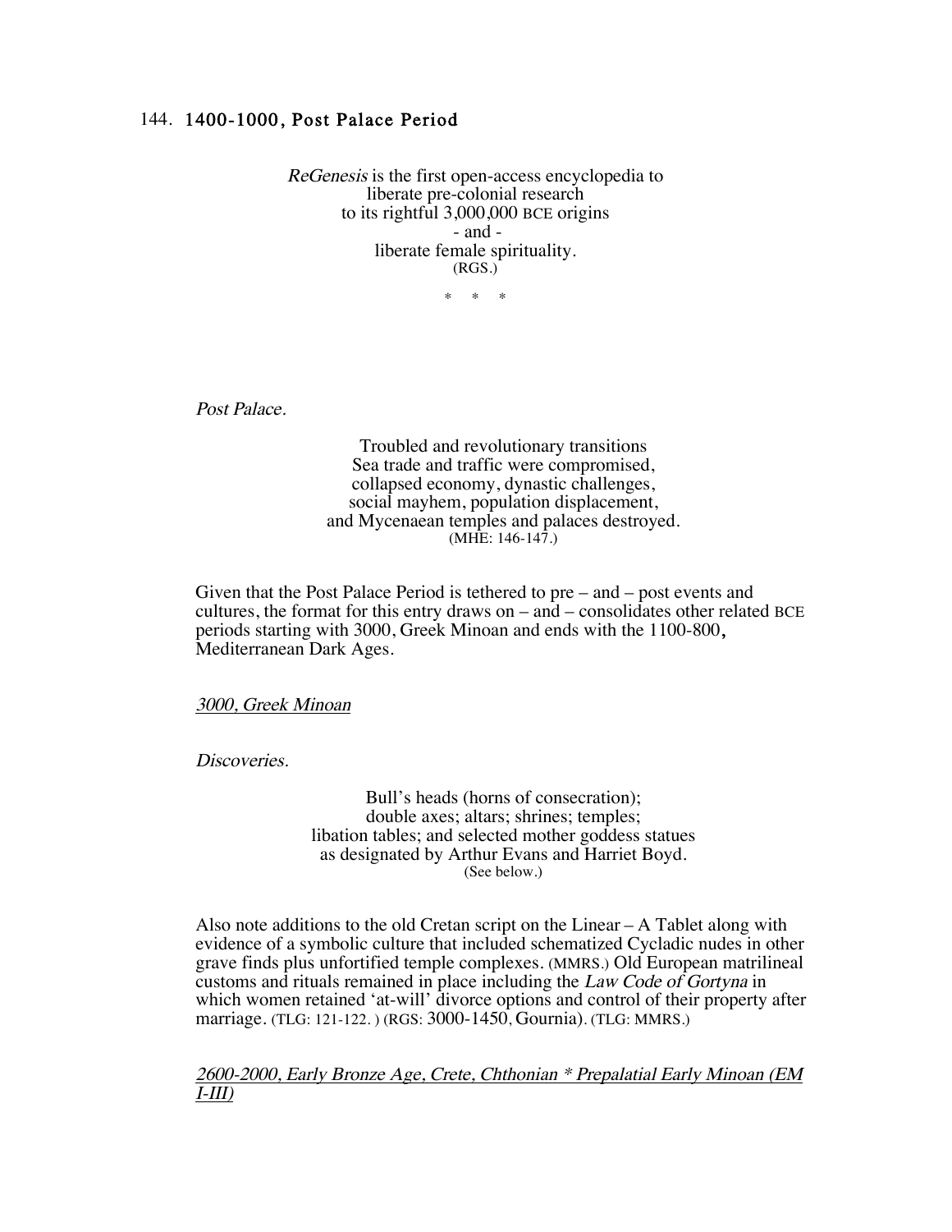# 144. 1400-1000, Post Palace Period

*ReGenesis* is the first open-access encyclopedia to
liberate pre-colonial research
to its rightful 3,000,000 BCE origins
\- and -
liberate female spirituality.
(RGS.)

\* \* \*

*Post Palace.*

Troubled and revolutionary transitions
Sea trade and traffic were compromised,
collapsed economy, dynastic challenges,
social mayhem, population displacement,
and Mycenaean temples and palaces destroyed.
(MHE: 146-147.)

Given that the Post Palace Period is tethered to pre – and – post events and cultures, the format for this entry draws on – and – consolidates other related BCE periods starting with 3000, Greek Minoan and ends with the 1100-800, Mediterranean Dark Ages.

<u>*3000, Greek Minoan*</u>

*Discoveries.*

Bull's heads (horns of consecration);
double axes; altars; shrines; temples;
libation tables; and selected mother goddess statues
as designated by Arthur Evans and Harriet Boyd.
(See below.)

Also note additions to the old Cretan script on the Linear – A Tablet along with evidence of a symbolic culture that included schematized Cycladic nudes in other grave finds plus unfortified temple complexes. (MMRS.) Old European matrilineal customs and rituals remained in place including the *Law Code of Gortyna* in which women retained 'at-will' divorce options and control of their property after marriage. (TLG: 121-122. ) (RGS: 3000-1450, Gournia). (TLG: MMRS.)

<u>*2600-2000, Early Bronze Age, Crete, Chthonian * Prepalatial Early Minoan (EM I-III)*</u>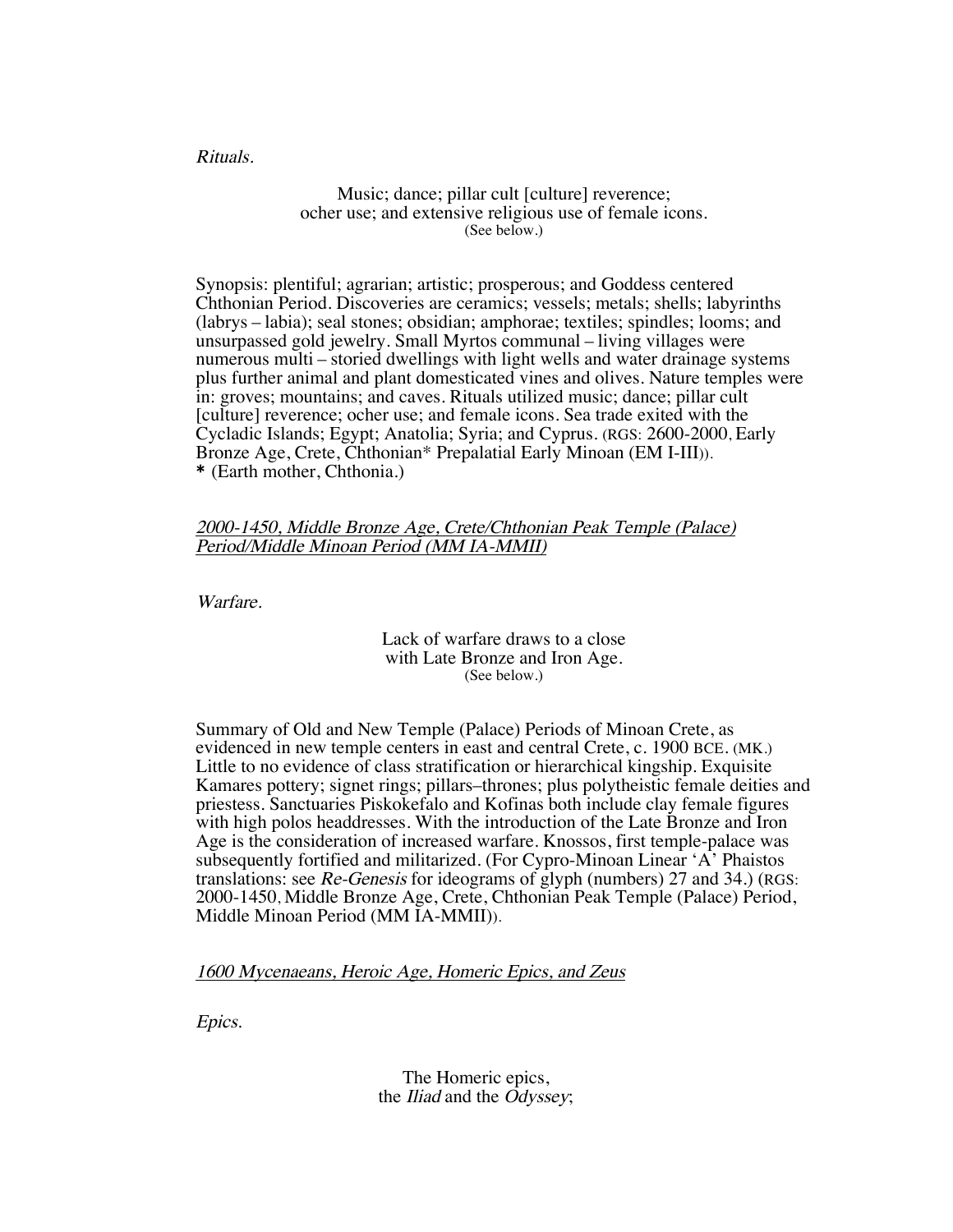*Rituals.*

Music; dance; pillar cult [culture] reverence;
ocher use; and extensive religious use of female icons.
(See below.)

Synopsis: plentiful; agrarian; artistic; prosperous; and Goddess centered Chthonian Period. Discoveries are ceramics; vessels; metals; shells; labyrinths (labrys – labia); seal stones; obsidian; amphorae; textiles; spindles; looms; and unsurpassed gold jewelry. Small Myrtos communal – living villages were numerous multi – storied dwellings with light wells and water drainage systems plus further animal and plant domesticated vines and olives. Nature temples were in: groves; mountains; and caves. Rituals utilized music; dance; pillar cult [culture] reverence; ocher use; and female icons. Sea trade exited with the Cycladic Islands; Egypt; Anatolia; Syria; and Cyprus. (RGS: 2600-2000, Early Bronze Age, Crete, Chthonian* Prepalatial Early Minoan (EM I-III)).
**\*** (Earth mother, Chthonia.)

<u>*2000-1450, Middle Bronze Age, Crete/Chthonian Peak Temple (Palace) Period/Middle Minoan Period (MM IA-MMII)*</u>

*Warfare.*

Lack of warfare draws to a close
with Late Bronze and Iron Age.
(See below.)

Summary of Old and New Temple (Palace) Periods of Minoan Crete, as evidenced in new temple centers in east and central Crete, c. 1900 BCE. (MK.) Little to no evidence of class stratification or hierarchical kingship. Exquisite Kamares pottery; signet rings; pillars–thrones; plus polytheistic female deities and priestess. Sanctuaries Piskokefalo and Kofinas both include clay female figures with high polos headdresses. With the introduction of the Late Bronze and Iron Age is the consideration of increased warfare. Knossos, first temple-palace was subsequently fortified and militarized. (For Cypro-Minoan Linear 'A' Phaistos translations: see *Re-Genesis* for ideograms of glyph (numbers) 27 and 34.) (RGS: 2000-1450, Middle Bronze Age, Crete, Chthonian Peak Temple (Palace) Period, Middle Minoan Period (MM IA-MMII)).

<u>*1600 Mycenaeans, Heroic Age, Homeric Epics, and Zeus*</u>

*Epics.*

The Homeric epics,
the *Iliad* and the *Odyssey*;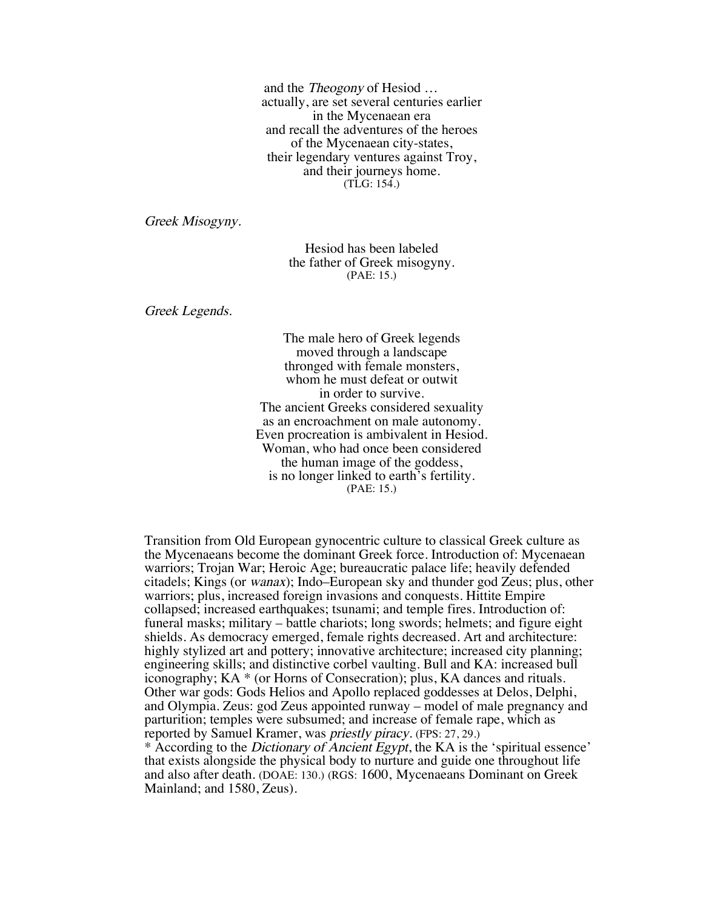and the *Theogony* of Hesiod …
actually, are set several centuries earlier
in the Mycenaean era
and recall the adventures of the heroes
of the Mycenaean city-states,
their legendary ventures against Troy,
and their journeys home.
(TLG: 154.)

*Greek Misogyny.*

Hesiod has been labeled
the father of Greek misogyny.
(PAE: 15.)

*Greek Legends.*

The male hero of Greek legends
moved through a landscape
thronged with female monsters,
whom he must defeat or outwit
in order to survive.
The ancient Greeks considered sexuality
as an encroachment on male autonomy.
Even procreation is ambivalent in Hesiod.
Woman, who had once been considered
the human image of the goddess,
is no longer linked to earth's fertility.
(PAE: 15.)

Transition from Old European gynocentric culture to classical Greek culture as the Mycenaeans become the dominant Greek force. Introduction of: Mycenaean warriors; Trojan War; Heroic Age; bureaucratic palace life; heavily defended citadels; Kings (or *wanax*); Indo–European sky and thunder god Zeus; plus, other warriors; plus, increased foreign invasions and conquests. Hittite Empire collapsed; increased earthquakes; tsunami; and temple fires. Introduction of: funeral masks; military – battle chariots; long swords; helmets; and figure eight shields. As democracy emerged, female rights decreased. Art and architecture: highly stylized art and pottery; innovative architecture; increased city planning; engineering skills; and distinctive corbel vaulting. Bull and KA: increased bull iconography; KA * (or Horns of Consecration); plus, KA dances and rituals. Other war gods: Gods Helios and Apollo replaced goddesses at Delos, Delphi, and Olympia. Zeus: god Zeus appointed runway – model of male pregnancy and parturition; temples were subsumed; and increase of female rape, which as reported by Samuel Kramer, was *priestly piracy.* (FPS: 27, 29.)
* According to the *Dictionary of Ancient Egypt*, the KA is the 'spiritual essence' that exists alongside the physical body to nurture and guide one throughout life and also after death. (DOAE: 130.) (RGS: 1600, Mycenaeans Dominant on Greek Mainland; and 1580, Zeus).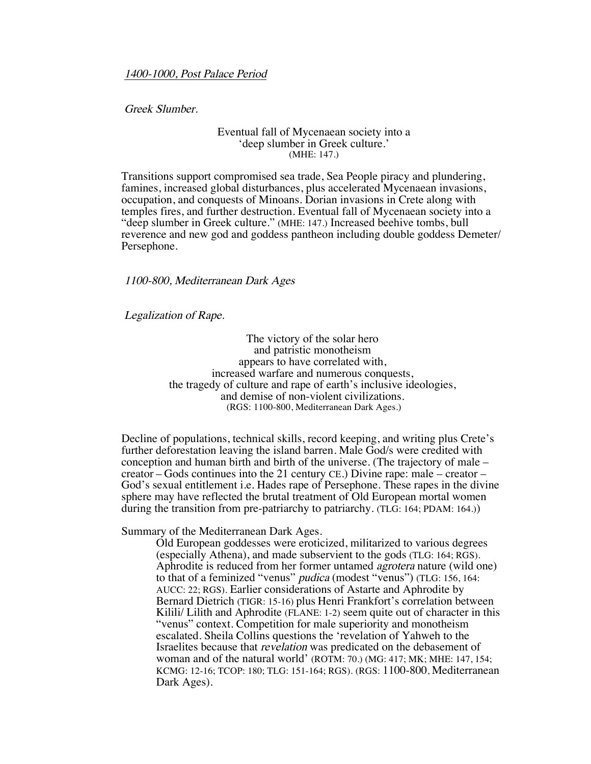*1400-1000, Post Palace Period*

*Greek Slumber.*

Eventual fall of Mycenaean society into a
'deep slumber in Greek culture.'
(MHE: 147.)

Transitions support compromised sea trade, Sea People piracy and plundering, famines, increased global disturbances, plus accelerated Mycenaean invasions, occupation, and conquests of Minoans. Dorian invasions in Crete along with temples fires, and further destruction. Eventual fall of Mycenaean society into a "deep slumber in Greek culture." (MHE: 147.) Increased beehive tombs, bull reverence and new god and goddess pantheon including double goddess Demeter/ Persephone.

*1100-800, Mediterranean Dark Ages*

*Legalization of Rape.*

The victory of the solar hero
and patristic monotheism
appears to have correlated with,
increased warfare and numerous conquests,
the tragedy of culture and rape of earth's inclusive ideologies,
and demise of non-violent civilizations.
(RGS: 1100-800, Mediterranean Dark Ages.)

Decline of populations, technical skills, record keeping, and writing plus Crete's further deforestation leaving the island barren. Male God/s were credited with conception and human birth and birth of the universe. (The trajectory of male – creator – Gods continues into the 21 century CE.) Divine rape: male – creator – God's sexual entitlement i.e. Hades rape of Persephone. These rapes in the divine sphere may have reflected the brutal treatment of Old European mortal women during the transition from pre-patriarchy to patriarchy. (TLG: 164; PDAM: 164.))

Summary of the Mediterranean Dark Ages.

> Old European goddesses were eroticized, militarized to various degrees (especially Athena), and made subservient to the gods (TLG: 164; RGS). Aphrodite is reduced from her former untamed *agrotera* nature (wild one) to that of a feminized "venus" *pudica* (modest "venus") (TLG: 156, 164: AUCC: 22; RGS). Earlier considerations of Astarte and Aphrodite by Bernard Dietrich (TIGR: 15-16) plus Henri Frankfort's correlation between Kilili/ Lilith and Aphrodite (FLANE: 1-2) seem quite out of character in this "venus" context. Competition for male superiority and monotheism escalated. Sheila Collins questions the 'revelation of Yahweh to the Israelites because that *revelation* was predicated on the debasement of woman and of the natural world' (ROTM: 70.) (MG: 417; MK; MHE: 147, 154; KCMG: 12-16; TCOP: 180; TLG: 151-164; RGS). (RGS: 1100-800, Mediterranean Dark Ages).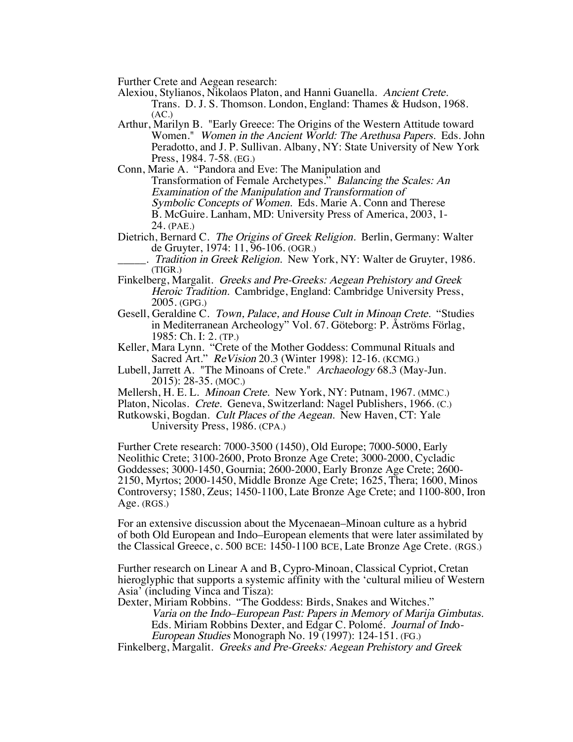Further Crete and Aegean research:

Alexiou, Stylianos, Nikolaos Platon, and Hanni Guanella. *Ancient Crete.* Trans. D. J. S. Thomson. London, England: Thames & Hudson, 1968. (AC.)

Arthur, Marilyn B. "Early Greece: The Origins of the Western Attitude toward Women." *Women in the Ancient World: The Arethusa Papers.* Eds. John Peradotto, and J. P. Sullivan. Albany, NY: State University of New York Press, 1984. 7-58. (EG.)

Conn, Marie A. "Pandora and Eve: The Manipulation and Transformation of Female Archetypes." *Balancing the Scales: An Examination of the Manipulation and Transformation of Symbolic Concepts of Women.* Eds. Marie A. Conn and Therese B. McGuire. Lanham, MD: University Press of America, 2003, 1-24. (PAE.)

Dietrich, Bernard C. *The Origins of Greek Religion.* Berlin, Germany: Walter de Gruyter, 1974: 11, 96-106. (OGR.)

_____. *Tradition in Greek Religion.* New York, NY: Walter de Gruyter, 1986. (TIGR.)

Finkelberg, Margalit. *Greeks and Pre-Greeks: Aegean Prehistory and Greek Heroic Tradition.* Cambridge, England: Cambridge University Press, 2005. (GPG.)

Gesell, Geraldine C. *Town, Palace, and House Cult in Minoan Crete.* "Studies in Mediterranean Archeology" Vol. 67. Göteborg: P. Åströms Förlag, 1985: Ch. I: 2. (TP.)

Keller, Mara Lynn. "Crete of the Mother Goddess: Communal Rituals and Sacred Art." *ReVision* 20.3 (Winter 1998): 12-16. (KCMG.)

Lubell, Jarrett A. "The Minoans of Crete." *Archaeology* 68.3 (May-Jun. 2015): 28-35. (MOC.)

Mellersh, H. E. L. *Minoan Crete.* New York, NY: Putnam, 1967. (MMC.)

Platon, Nicolas. *Crete.* Geneva, Switzerland: Nagel Publishers, 1966. (C.)

Rutkowski, Bogdan. *Cult Places of the Aegean.* New Haven, CT: Yale University Press, 1986. (CPA.)

Further Crete research: 7000-3500 (1450), Old Europe; 7000-5000, Early Neolithic Crete; 3100-2600, Proto Bronze Age Crete; 3000-2000, Cycladic Goddesses; 3000-1450, Gournia; 2600-2000, Early Bronze Age Crete; 2600-2150, Myrtos; 2000-1450, Middle Bronze Age Crete; 1625, Thera; 1600, Minos Controversy; 1580, Zeus; 1450-1100, Late Bronze Age Crete; and 1100-800, Iron Age. (RGS.)

For an extensive discussion about the Mycenaean–Minoan culture as a hybrid of both Old European and Indo–European elements that were later assimilated by the Classical Greece, c. 500 BCE: 1450-1100 BCE, Late Bronze Age Crete. (RGS.)

Further research on Linear A and B, Cypro-Minoan, Classical Cypriot, Cretan hieroglyphic that supports a systemic affinity with the 'cultural milieu of Western Asia' (including Vinca and Tisza):

Dexter, Miriam Robbins. "The Goddess: Birds, Snakes and Witches." *Varia on the Indo–European Past: Papers in Memory of Marija Gimbutas.* Eds. Miriam Robbins Dexter, and Edgar C. Polomé. *Journal of Indo-European Studies* Monograph No. 19 (1997): 124-151. (FG.)

Finkelberg, Margalit. *Greeks and Pre-Greeks: Aegean Prehistory and Greek*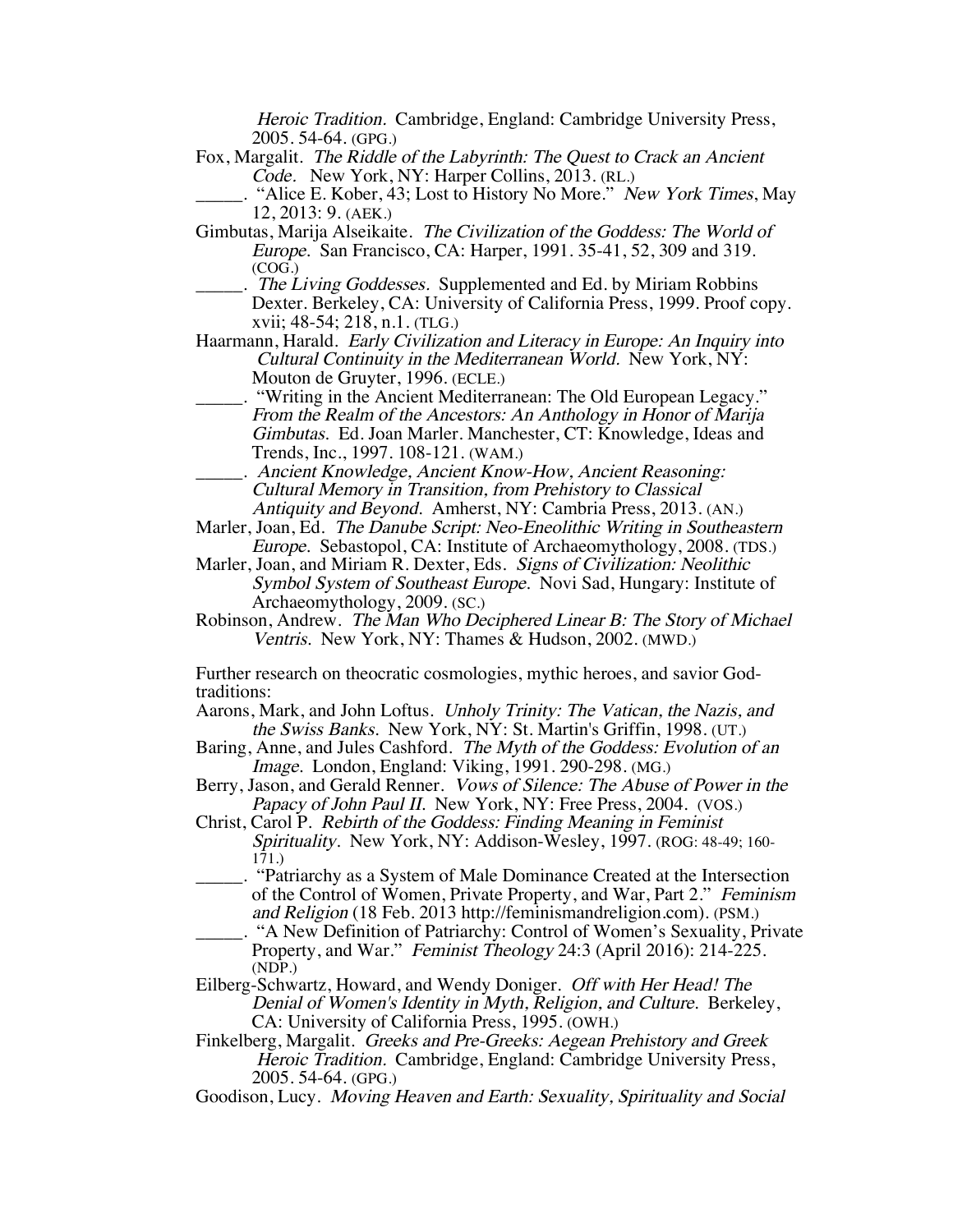*Heroic Tradition.* Cambridge, England: Cambridge University Press, 2005. 54-64. (GPG.)

Fox, Margalit. *The Riddle of the Labyrinth: The Quest to Crack an Ancient Code.* New York, NY: Harper Collins, 2013. (RL.)

_____. "Alice E. Kober, 43; Lost to History No More." *New York Times*, May 12, 2013: 9. (AEK.)

Gimbutas, Marija Alseikaite. *The Civilization of the Goddess: The World of Europe.* San Francisco, CA: Harper, 1991. 35-41, 52, 309 and 319. (COG.)

_____. *The Living Goddesses.* Supplemented and Ed. by Miriam Robbins Dexter. Berkeley, CA: University of California Press, 1999. Proof copy. xvii; 48-54; 218, n.1. (TLG.)

Haarmann, Harald. *Early Civilization and Literacy in Europe: An Inquiry into Cultural Continuity in the Mediterranean World.* New York, NY: Mouton de Gruyter, 1996. (ECLE.)

_____. "Writing in the Ancient Mediterranean: The Old European Legacy." *From the Realm of the Ancestors: An Anthology in Honor of Marija Gimbutas.* Ed. Joan Marler. Manchester, CT: Knowledge, Ideas and Trends, Inc., 1997. 108-121. (WAM.)

_____. *Ancient Knowledge, Ancient Know-How, Ancient Reasoning: Cultural Memory in Transition, from Prehistory to Classical Antiquity and Beyond.* Amherst, NY: Cambria Press, 2013. (AN.)

Marler, Joan, Ed. *The Danube Script: Neo-Eneolithic Writing in Southeastern Europe.* Sebastopol, CA: Institute of Archaeomythology, 2008. (TDS.)

Marler, Joan, and Miriam R. Dexter, Eds. *Signs of Civilization: Neolithic Symbol System of Southeast Europe.* Novi Sad, Hungary: Institute of Archaeomythology, 2009. (SC.)

Robinson, Andrew. *The Man Who Deciphered Linear B: The Story of Michael Ventris.* New York, NY: Thames & Hudson, 2002. (MWD.)

Further research on theocratic cosmologies, mythic heroes, and savior God-traditions:

Aarons, Mark, and John Loftus. *Unholy Trinity: The Vatican, the Nazis, and the Swiss Banks.* New York, NY: St. Martin's Griffin, 1998. (UT.)

Baring, Anne, and Jules Cashford. *The Myth of the Goddess: Evolution of an Image.* London, England: Viking, 1991. 290-298. (MG.)

Berry, Jason, and Gerald Renner. *Vows of Silence: The Abuse of Power in the Papacy of John Paul II.* New York, NY: Free Press, 2004. (VOS.)

Christ, Carol P. *Rebirth of the Goddess: Finding Meaning in Feminist Spirituality.* New York, NY: Addison-Wesley, 1997. (ROG: 48-49; 160-171.)

_____. "Patriarchy as a System of Male Dominance Created at the Intersection of the Control of Women, Private Property, and War, Part 2." *Feminism and Religion* (18 Feb. 2013 http://feminismandreligion.com). (PSM.)

_____. "A New Definition of Patriarchy: Control of Women's Sexuality, Private Property, and War." *Feminist Theology* 24:3 (April 2016): 214-225. (NDP.)

Eilberg-Schwartz, Howard, and Wendy Doniger. *Off with Her Head! The Denial of Women's Identity in Myth, Religion, and Culture.* Berkeley, CA: University of California Press, 1995. (OWH.)

Finkelberg, Margalit. *Greeks and Pre-Greeks: Aegean Prehistory and Greek Heroic Tradition.* Cambridge, England: Cambridge University Press, 2005. 54-64. (GPG.)

Goodison, Lucy. *Moving Heaven and Earth: Sexuality, Spirituality and Social*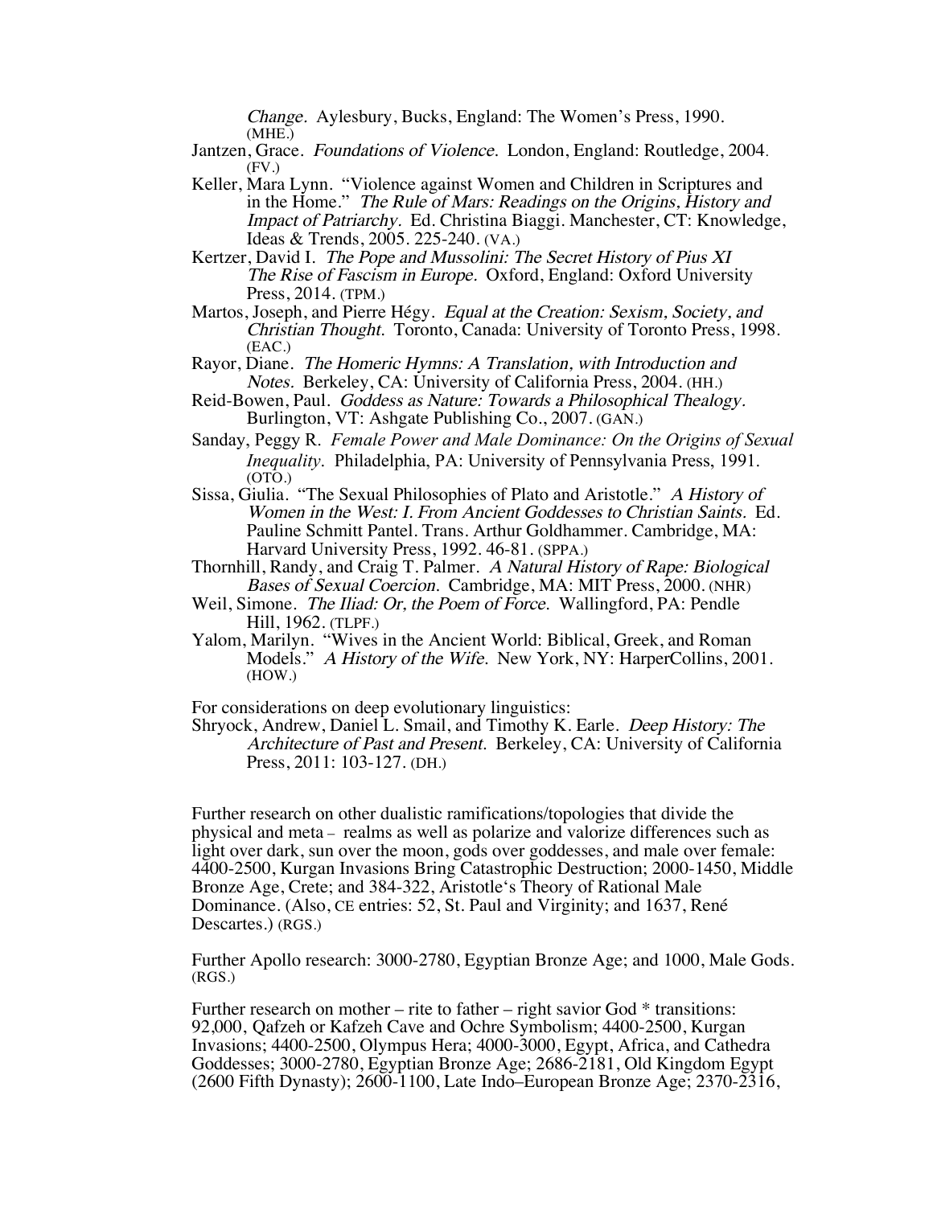*Change.* Aylesbury, Bucks, England: The Women's Press, 1990. (MHE.)

Jantzen, Grace. *Foundations of Violence.* London, England: Routledge, 2004. (FV.)

Keller, Mara Lynn. "Violence against Women and Children in Scriptures and in the Home." *The Rule of Mars: Readings on the Origins, History and Impact of Patriarchy.* Ed. Christina Biaggi. Manchester, CT: Knowledge, Ideas & Trends, 2005. 225-240. (VA.)

Kertzer, David I. *The Pope and Mussolini: The Secret History of Pius XI The Rise of Fascism in Europe.* Oxford, England: Oxford University Press, 2014. (TPM.)

Martos, Joseph, and Pierre Hégy. *Equal at the Creation: Sexism, Society, and Christian Thought.* Toronto, Canada: University of Toronto Press, 1998. (EAC.)

Rayor, Diane. *The Homeric Hymns: A Translation, with Introduction and Notes.* Berkeley, CA: University of California Press, 2004. (HH.)

Reid-Bowen, Paul. *Goddess as Nature: Towards a Philosophical Thealogy.* Burlington, VT: Ashgate Publishing Co., 2007. (GAN.)

Sanday, Peggy R. *Female Power and Male Dominance: On the Origins of Sexual Inequality.* Philadelphia, PA: University of Pennsylvania Press, 1991. (OTO.)

Sissa, Giulia. "The Sexual Philosophies of Plato and Aristotle." *A History of Women in the West: I. From Ancient Goddesses to Christian Saints.* Ed. Pauline Schmitt Pantel. Trans. Arthur Goldhammer. Cambridge, MA: Harvard University Press, 1992. 46-81. (SPPA.)

Thornhill, Randy, and Craig T. Palmer. *A Natural History of Rape: Biological Bases of Sexual Coercion.* Cambridge, MA: MIT Press, 2000. (NHR)

Weil, Simone. *The Iliad: Or, the Poem of Force.* Wallingford, PA: Pendle Hill, 1962. (TLPF.)

Yalom, Marilyn. "Wives in the Ancient World: Biblical, Greek, and Roman Models." *A History of the Wife.* New York, NY: HarperCollins, 2001. (HOW.)

For considerations on deep evolutionary linguistics:

Shryock, Andrew, Daniel L. Smail, and Timothy K. Earle. *Deep History: The Architecture of Past and Present.* Berkeley, CA: University of California Press, 2011: 103-127. (DH.)

Further research on other dualistic ramifications/topologies that divide the physical and meta – realms as well as polarize and valorize differences such as light over dark, sun over the moon, gods over goddesses, and male over female: 4400-2500, Kurgan Invasions Bring Catastrophic Destruction; 2000-1450, Middle Bronze Age, Crete; and 384-322, Aristotle's Theory of Rational Male Dominance. (Also, CE entries: 52, St. Paul and Virginity; and 1637, René Descartes.) (RGS.)

Further Apollo research: 3000-2780, Egyptian Bronze Age; and 1000, Male Gods. (RGS.)

Further research on mother – rite to father – right savior God * transitions: 92,000, Qafzeh or Kafzeh Cave and Ochre Symbolism; 4400-2500, Kurgan Invasions; 4400-2500, Olympus Hera; 4000-3000, Egypt, Africa, and Cathedra Goddesses; 3000-2780, Egyptian Bronze Age; 2686-2181, Old Kingdom Egypt (2600 Fifth Dynasty); 2600-1100, Late Indo–European Bronze Age; 2370-2316,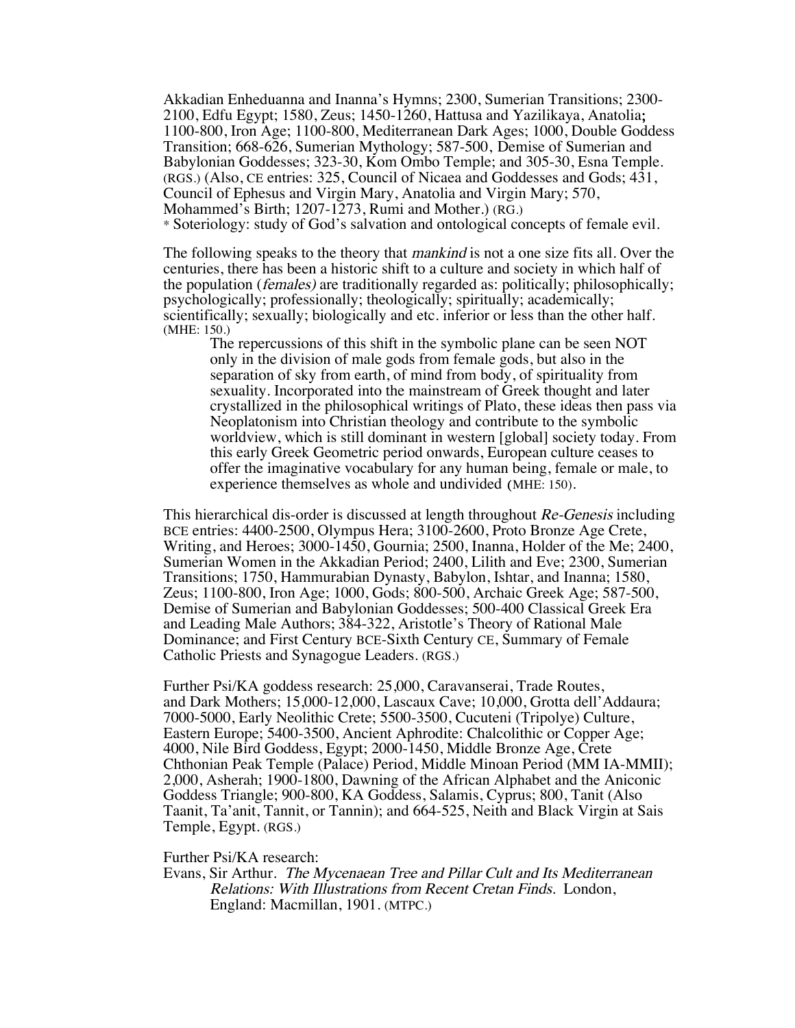Akkadian Enheduanna and Inanna's Hymns; 2300, Sumerian Transitions; 2300-2100, Edfu Egypt; 1580, Zeus; 1450-1260, Hattusa and Yazilikaya, Anatolia; 1100-800, Iron Age; 1100-800, Mediterranean Dark Ages; 1000, Double Goddess Transition; 668-626, Sumerian Mythology; 587-500, Demise of Sumerian and Babylonian Goddesses; 323-30, Kom Ombo Temple; and 305-30, Esna Temple. (RGS.) (Also, CE entries: 325, Council of Nicaea and Goddesses and Gods; 431, Council of Ephesus and Virgin Mary, Anatolia and Virgin Mary; 570, Mohammed's Birth; 1207-1273, Rumi and Mother.) (RG.)
* Soteriology: study of God's salvation and ontological concepts of female evil.

The following speaks to the theory that *mankind* is not a one size fits all. Over the centuries, there has been a historic shift to a culture and society in which half of the population (*females)* are traditionally regarded as: politically; philosophically; psychologically; professionally; theologically; spiritually; academically; scientifically; sexually; biologically and etc. inferior or less than the other half. (MHE: 150.)

> The repercussions of this shift in the symbolic plane can be seen NOT only in the division of male gods from female gods, but also in the separation of sky from earth, of mind from body, of spirituality from sexuality. Incorporated into the mainstream of Greek thought and later crystallized in the philosophical writings of Plato, these ideas then pass via Neoplatonism into Christian theology and contribute to the symbolic worldview, which is still dominant in western [global] society today. From this early Greek Geometric period onwards, European culture ceases to offer the imaginative vocabulary for any human being, female or male, to experience themselves as whole and undivided (MHE: 150).

This hierarchical dis-order is discussed at length throughout *Re-Genesis* including BCE entries: 4400-2500, Olympus Hera; 3100-2600, Proto Bronze Age Crete, Writing, and Heroes; 3000-1450, Gournia; 2500, Inanna, Holder of the Me; 2400, Sumerian Women in the Akkadian Period; 2400, Lilith and Eve; 2300, Sumerian Transitions; 1750, Hammurabian Dynasty, Babylon, Ishtar, and Inanna; 1580, Zeus; 1100-800, Iron Age; 1000, Gods; 800-500, Archaic Greek Age; 587-500, Demise of Sumerian and Babylonian Goddesses; 500-400 Classical Greek Era and Leading Male Authors; 384-322, Aristotle's Theory of Rational Male Dominance; and First Century BCE-Sixth Century CE, Summary of Female Catholic Priests and Synagogue Leaders. (RGS.)

Further Psi/KA goddess research: 25,000, Caravanserai, Trade Routes, and Dark Mothers; 15,000-12,000, Lascaux Cave; 10,000, Grotta dell'Addaura; 7000-5000, Early Neolithic Crete; 5500-3500, Cucuteni (Tripolye) Culture, Eastern Europe; 5400-3500, Ancient Aphrodite: Chalcolithic or Copper Age; 4000, Nile Bird Goddess, Egypt; 2000-1450, Middle Bronze Age, Crete Chthonian Peak Temple (Palace) Period, Middle Minoan Period (MM IA-MMII); 2,000, Asherah; 1900-1800, Dawning of the African Alphabet and the Aniconic Goddess Triangle; 900-800, KA Goddess, Salamis, Cyprus; 800, Tanit (Also Taanit, Ta'anit, Tannit, or Tannin); and 664-525, Neith and Black Virgin at Sais Temple, Egypt. (RGS.)

Further Psi/KA research:

Evans, Sir Arthur. *The Mycenaean Tree and Pillar Cult and Its Mediterranean Relations: With Illustrations from Recent Cretan Finds.* London, England: Macmillan, 1901. (MTPC.)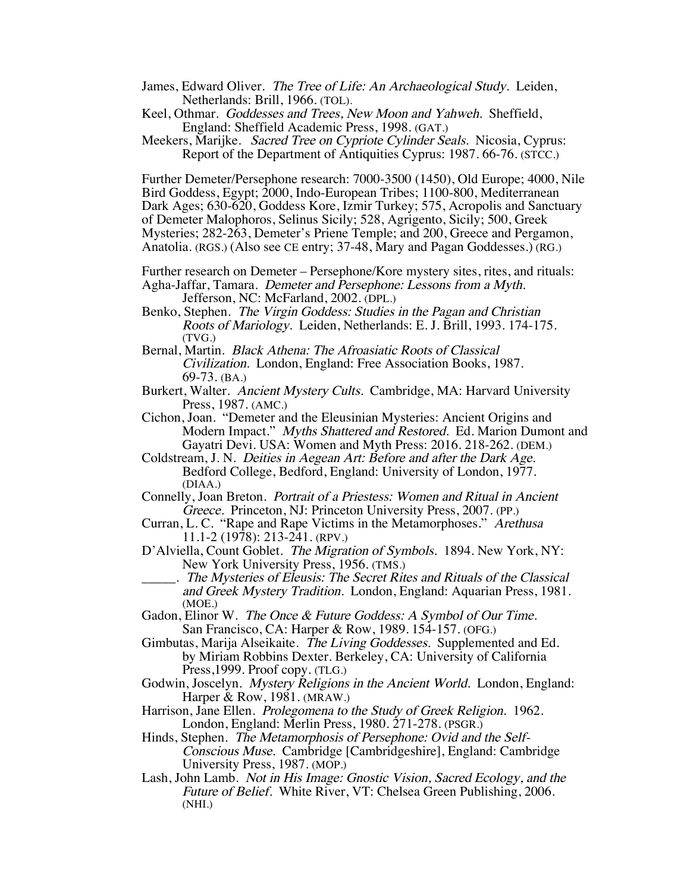James, Edward Oliver. *The Tree of Life: An Archaeological Study.* Leiden, Netherlands: Brill, 1966. (TOL).

Keel, Othmar. *Goddesses and Trees, New Moon and Yahweh.* Sheffield, England: Sheffield Academic Press, 1998. (GAT.)

Meekers, Marijke. *Sacred Tree on Cypriote Cylinder Seals.* Nicosia, Cyprus: Report of the Department of Antiquities Cyprus: 1987. 66-76. (STCC.)

Further Demeter/Persephone research: 7000-3500 (1450), Old Europe; 4000, Nile Bird Goddess, Egypt; 2000, Indo-European Tribes; 1100-800, Mediterranean Dark Ages; 630-620, Goddess Kore, Izmir Turkey; 575, Acropolis and Sanctuary of Demeter Malophoros, Selinus Sicily; 528, Agrigento, Sicily; 500, Greek Mysteries; 282-263, Demeter's Priene Temple; and 200, Greece and Pergamon, Anatolia. (RGS.) (Also see CE entry; 37-48, Mary and Pagan Goddesses.) (RG.)

Further research on Demeter – Persephone/Kore mystery sites, rites, and rituals:

Agha-Jaffar, Tamara. *Demeter and Persephone: Lessons from a Myth.* Jefferson, NC: McFarland, 2002. (DPL.)

Benko, Stephen. *The Virgin Goddess: Studies in the Pagan and Christian Roots of Mariology.* Leiden, Netherlands: E. J. Brill, 1993. 174-175. (TVG.)

Bernal, Martin. *Black Athena: The Afroasiatic Roots of Classical Civilization.* London, England: Free Association Books, 1987. 69-73. (BA.)

Burkert, Walter. *Ancient Mystery Cults.* Cambridge, MA: Harvard University Press, 1987. (AMC.)

Cichon, Joan. "Demeter and the Eleusinian Mysteries: Ancient Origins and Modern Impact." *Myths Shattered and Restored.* Ed. Marion Dumont and Gayatri Devi. USA: Women and Myth Press: 2016. 218-262. (DEM.)

Coldstream, J. N. *Deities in Aegean Art: Before and after the Dark Age.* Bedford College, Bedford, England: University of London, 1977. (DIAA.)

Connelly, Joan Breton. *Portrait of a Priestess: Women and Ritual in Ancient Greece.* Princeton, NJ: Princeton University Press, 2007. (PP.)

Curran, L. C. "Rape and Rape Victims in the Metamorphoses." *Arethusa* 11.1-2 (1978): 213-241. (RPV.)

D'Alviella, Count Goblet. *The Migration of Symbols.* 1894. New York, NY: New York University Press, 1956. (TMS.)

_____. *The Mysteries of Eleusis: The Secret Rites and Rituals of the Classical and Greek Mystery Tradition.* London, England: Aquarian Press, 1981. (MOE.)

Gadon, Elinor W. *The Once & Future Goddess: A Symbol of Our Time.* San Francisco, CA: Harper & Row, 1989. 154-157. (OFG.)

Gimbutas, Marija Alseikaite. *The Living Goddesses.* Supplemented and Ed. by Miriam Robbins Dexter. Berkeley, CA: University of California Press,1999. Proof copy. (TLG.)

Godwin, Joscelyn. *Mystery Religions in the Ancient World.* London, England: Harper & Row, 1981. (MRAW.)

Harrison, Jane Ellen. *Prolegomena to the Study of Greek Religion.* 1962. London, England: Merlin Press, 1980. 271-278. (PSGR.)

Hinds, Stephen. *The Metamorphosis of Persephone: Ovid and the Self-Conscious Muse.* Cambridge [Cambridgeshire], England: Cambridge University Press, 1987. (MOP.)

Lash, John Lamb. *Not in His Image: Gnostic Vision, Sacred Ecology, and the Future of Belief.* White River, VT: Chelsea Green Publishing, 2006. (NHI.)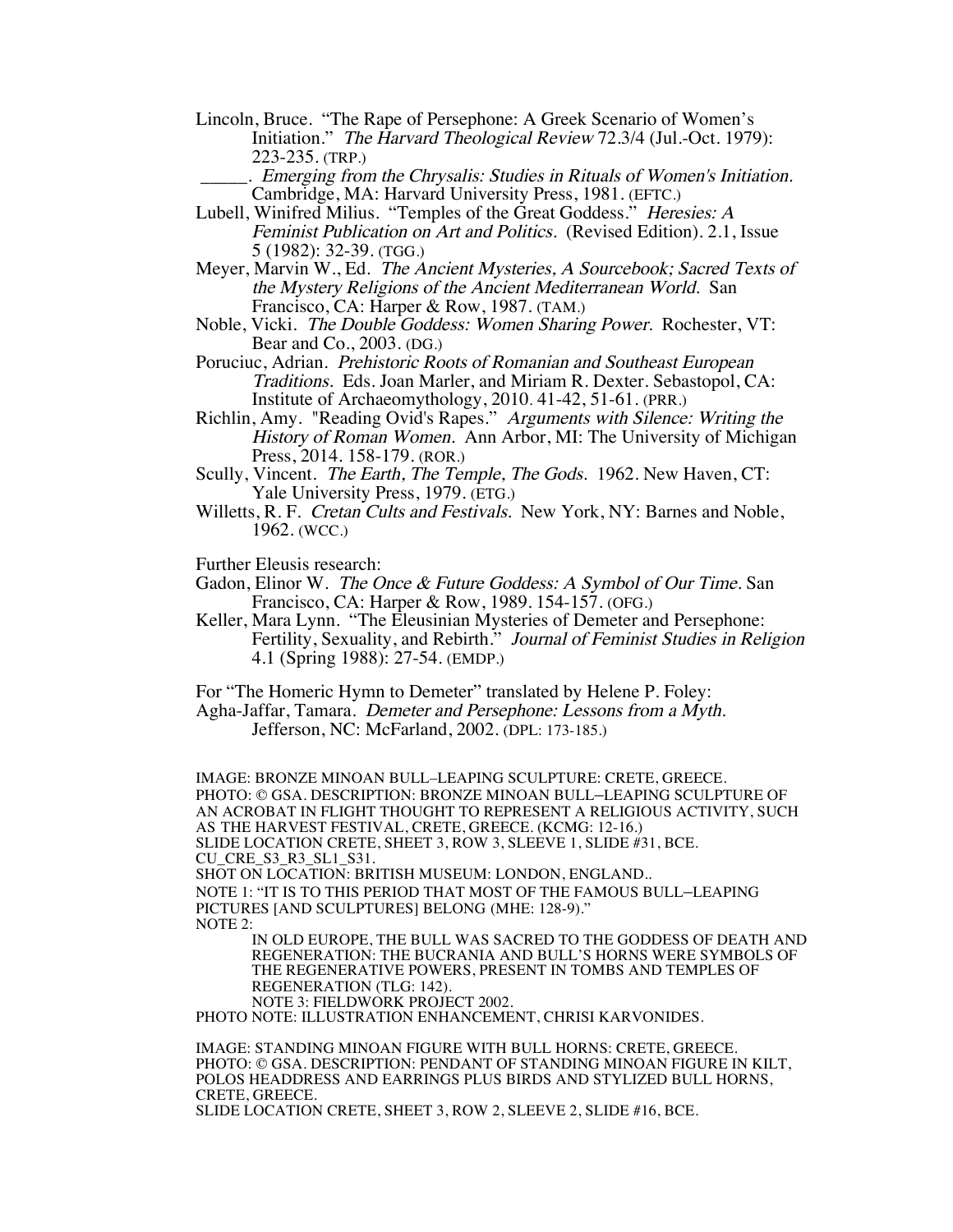Lincoln, Bruce. "The Rape of Persephone: A Greek Scenario of Women's Initiation." *The Harvard Theological Review* 72.3/4 (Jul.-Oct. 1979): 223-235. (TRP.)

_____. *Emerging from the Chrysalis: Studies in Rituals of Women's Initiation.* Cambridge, MA: Harvard University Press, 1981. (EFTC.)

Lubell, Winifred Milius. "Temples of the Great Goddess." *Heresies: A Feminist Publication on Art and Politics.* (Revised Edition). 2.1, Issue 5 (1982): 32-39. (TGG.)

Meyer, Marvin W., Ed. *The Ancient Mysteries, A Sourcebook; Sacred Texts of the Mystery Religions of the Ancient Mediterranean World.* San Francisco, CA: Harper & Row, 1987. (TAM.)

Noble, Vicki. *The Double Goddess: Women Sharing Power.* Rochester, VT: Bear and Co., 2003. (DG.)

Poruciuc, Adrian. *Prehistoric Roots of Romanian and Southeast European Traditions.* Eds. Joan Marler, and Miriam R. Dexter. Sebastopol, CA: Institute of Archaeomythology, 2010. 41-42, 51-61. (PRR.)

Richlin, Amy. "Reading Ovid's Rapes." *Arguments with Silence: Writing the History of Roman Women.* Ann Arbor, MI: The University of Michigan Press, 2014. 158-179. (ROR.)

Scully, Vincent. *The Earth, The Temple, The Gods.* 1962. New Haven, CT: Yale University Press, 1979. (ETG.)

Willetts, R. F. *Cretan Cults and Festivals.* New York, NY: Barnes and Noble, 1962. (WCC.)

Further Eleusis research:

Gadon, Elinor W. *The Once & Future Goddess: A Symbol of Our Time.* San Francisco, CA: Harper & Row, 1989. 154-157. (OFG.)

Keller, Mara Lynn. "The Eleusinian Mysteries of Demeter and Persephone: Fertility, Sexuality, and Rebirth." *Journal of Feminist Studies in Religion* 4.1 (Spring 1988): 27-54. (EMDP.)

For "The Homeric Hymn to Demeter" translated by Helene P. Foley:

Agha-Jaffar, Tamara. *Demeter and Persephone: Lessons from a Myth.* Jefferson, NC: McFarland, 2002. (DPL: 173-185.)

IMAGE: BRONZE MINOAN BULL–LEAPING SCULPTURE: CRETE, GREECE.
PHOTO: © GSA. DESCRIPTION: BRONZE MINOAN BULL–LEAPING SCULPTURE OF AN ACROBAT IN FLIGHT THOUGHT TO REPRESENT A RELIGIOUS ACTIVITY, SUCH AS THE HARVEST FESTIVAL, CRETE, GREECE. (KCMG: 12-16.)
SLIDE LOCATION CRETE, SHEET 3, ROW 3, SLEEVE 1, SLIDE #31, BCE.
CU_CRE_S3_R3_SL1_S31.
SHOT ON LOCATION: BRITISH MUSEUM: LONDON, ENGLAND..
NOTE 1: "IT IS TO THIS PERIOD THAT MOST OF THE FAMOUS BULL–LEAPING PICTURES [AND SCULPTURES] BELONG (MHE: 128-9)."
NOTE 2:

IN OLD EUROPE, THE BULL WAS SACRED TO THE GODDESS OF DEATH AND REGENERATION: THE BUCRANIA AND BULL'S HORNS WERE SYMBOLS OF THE REGENERATIVE POWERS, PRESENT IN TOMBS AND TEMPLES OF REGENERATION (TLG: 142).

NOTE 3: FIELDWORK PROJECT 2002.

PHOTO NOTE: ILLUSTRATION ENHANCEMENT, CHRISI KARVONIDES.

IMAGE: STANDING MINOAN FIGURE WITH BULL HORNS: CRETE, GREECE.
PHOTO: © GSA. DESCRIPTION: PENDANT OF STANDING MINOAN FIGURE IN KILT, POLOS HEADDRESS AND EARRINGS PLUS BIRDS AND STYLIZED BULL HORNS, CRETE, GREECE.
SLIDE LOCATION CRETE, SHEET 3, ROW 2, SLEEVE 2, SLIDE #16, BCE.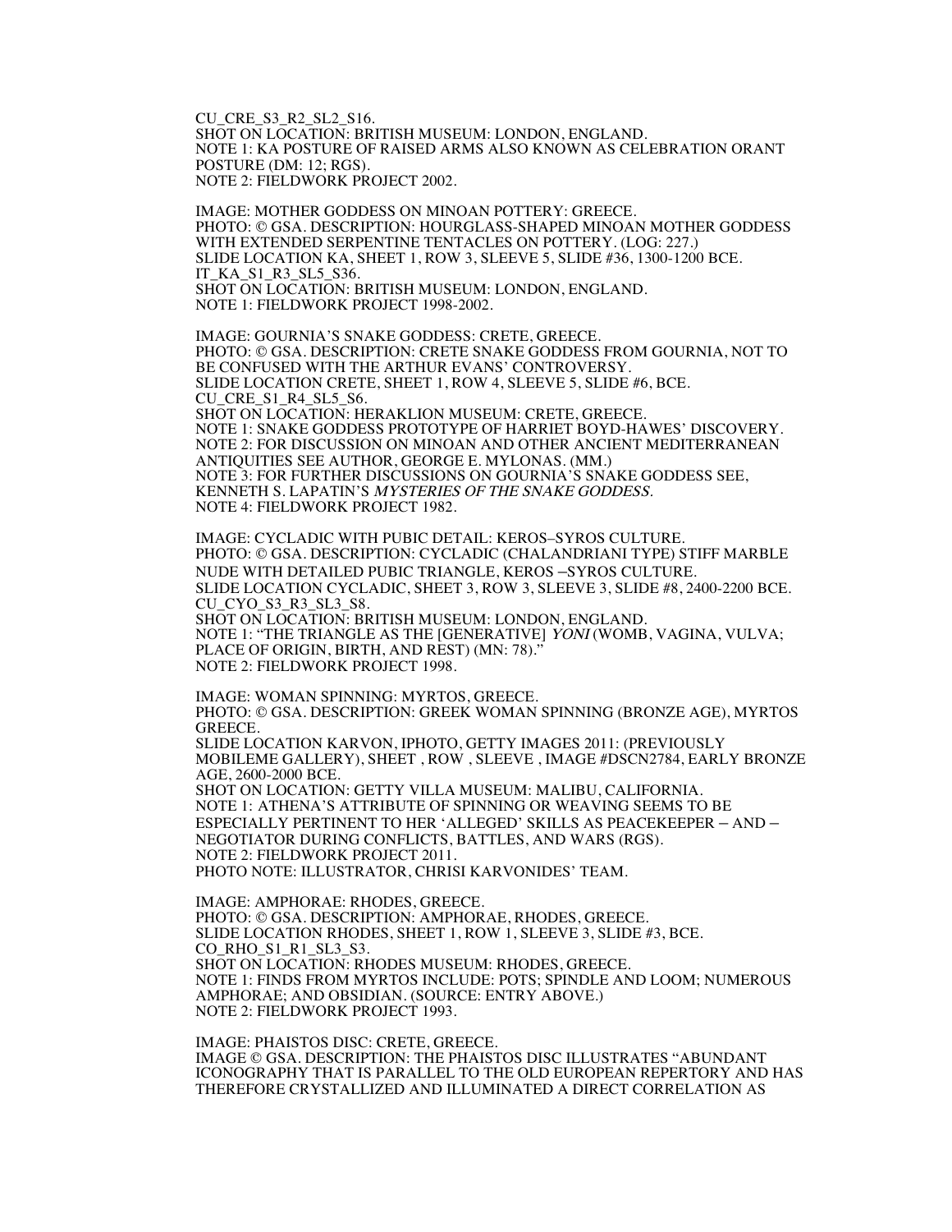CU_CRE_S3_R2_SL2_S16.
SHOT ON LOCATION: BRITISH MUSEUM: LONDON, ENGLAND.
NOTE 1: KA POSTURE OF RAISED ARMS ALSO KNOWN AS CELEBRATION ORANT POSTURE (DM: 12; RGS).
NOTE 2: FIELDWORK PROJECT 2002.

IMAGE: MOTHER GODDESS ON MINOAN POTTERY: GREECE.
PHOTO: © GSA. DESCRIPTION: HOURGLASS-SHAPED MINOAN MOTHER GODDESS WITH EXTENDED SERPENTINE TENTACLES ON POTTERY. (LOG: 227.)
SLIDE LOCATION KA, SHEET 1, ROW 3, SLEEVE 5, SLIDE #36, 1300-1200 BCE.
IT_KA_S1_R3_SL5_S36.
SHOT ON LOCATION: BRITISH MUSEUM: LONDON, ENGLAND.
NOTE 1: FIELDWORK PROJECT 1998-2002.

IMAGE: GOURNIA'S SNAKE GODDESS: CRETE, GREECE.
PHOTO: © GSA. DESCRIPTION: CRETE SNAKE GODDESS FROM GOURNIA, NOT TO BE CONFUSED WITH THE ARTHUR EVANS' CONTROVERSY.
SLIDE LOCATION CRETE, SHEET 1, ROW 4, SLEEVE 5, SLIDE #6, BCE.
CU_CRE_S1_R4_SL5_S6.
SHOT ON LOCATION: HERAKLION MUSEUM: CRETE, GREECE.
NOTE 1: SNAKE GODDESS PROTOTYPE OF HARRIET BOYD-HAWES' DISCOVERY.
NOTE 2: FOR DISCUSSION ON MINOAN AND OTHER ANCIENT MEDITERRANEAN ANTIQUITIES SEE AUTHOR, GEORGE E. MYLONAS. (MM.)
NOTE 3: FOR FURTHER DISCUSSIONS ON GOURNIA'S SNAKE GODDESS SEE, KENNETH S. LAPATIN'S *MYSTERIES OF THE SNAKE GODDESS*.
NOTE 4: FIELDWORK PROJECT 1982.

IMAGE: CYCLADIC WITH PUBIC DETAIL: KEROS–SYROS CULTURE.
PHOTO: © GSA. DESCRIPTION: CYCLADIC (CHALANDRIANI TYPE) STIFF MARBLE NUDE WITH DETAILED PUBIC TRIANGLE, KEROS –SYROS CULTURE.
SLIDE LOCATION CYCLADIC, SHEET 3, ROW 3, SLEEVE 3, SLIDE #8, 2400-2200 BCE.
CU_CYO_S3_R3_SL3_S8.
SHOT ON LOCATION: BRITISH MUSEUM: LONDON, ENGLAND.
NOTE 1: "THE TRIANGLE AS THE [GENERATIVE] *YONI* (WOMB, VAGINA, VULVA; PLACE OF ORIGIN, BIRTH, AND REST) (MN: 78)."
NOTE 2: FIELDWORK PROJECT 1998.

IMAGE: WOMAN SPINNING: MYRTOS, GREECE.
PHOTO: © GSA. DESCRIPTION: GREEK WOMAN SPINNING (BRONZE AGE), MYRTOS GREECE.
SLIDE LOCATION KARVON, IPHOTO, GETTY IMAGES 2011: (PREVIOUSLY MOBILEME GALLERY), SHEET , ROW , SLEEVE , IMAGE #DSCN2784, EARLY BRONZE AGE, 2600-2000 BCE.
SHOT ON LOCATION: GETTY VILLA MUSEUM: MALIBU, CALIFORNIA.
NOTE 1: ATHENA'S ATTRIBUTE OF SPINNING OR WEAVING SEEMS TO BE ESPECIALLY PERTINENT TO HER 'ALLEGED' SKILLS AS PEACEKEEPER – AND – NEGOTIATOR DURING CONFLICTS, BATTLES, AND WARS (RGS).
NOTE 2: FIELDWORK PROJECT 2011.
PHOTO NOTE: ILLUSTRATOR, CHRISI KARVONIDES' TEAM.

IMAGE: AMPHORAE: RHODES, GREECE.
PHOTO: © GSA. DESCRIPTION: AMPHORAE, RHODES, GREECE.
SLIDE LOCATION RHODES, SHEET 1, ROW 1, SLEEVE 3, SLIDE #3, BCE.
CO_RHO_S1_R1_SL3_S3.
SHOT ON LOCATION: RHODES MUSEUM: RHODES, GREECE.
NOTE 1: FINDS FROM MYRTOS INCLUDE: POTS; SPINDLE AND LOOM; NUMEROUS AMPHORAE; AND OBSIDIAN. (SOURCE: ENTRY ABOVE.)
NOTE 2: FIELDWORK PROJECT 1993.

IMAGE: PHAISTOS DISC: CRETE, GREECE.
IMAGE © GSA. DESCRIPTION: THE PHAISTOS DISC ILLUSTRATES "ABUNDANT ICONOGRAPHY THAT IS PARALLEL TO THE OLD EUROPEAN REPERTORY AND HAS THEREFORE CRYSTALLIZED AND ILLUMINATED A DIRECT CORRELATION AS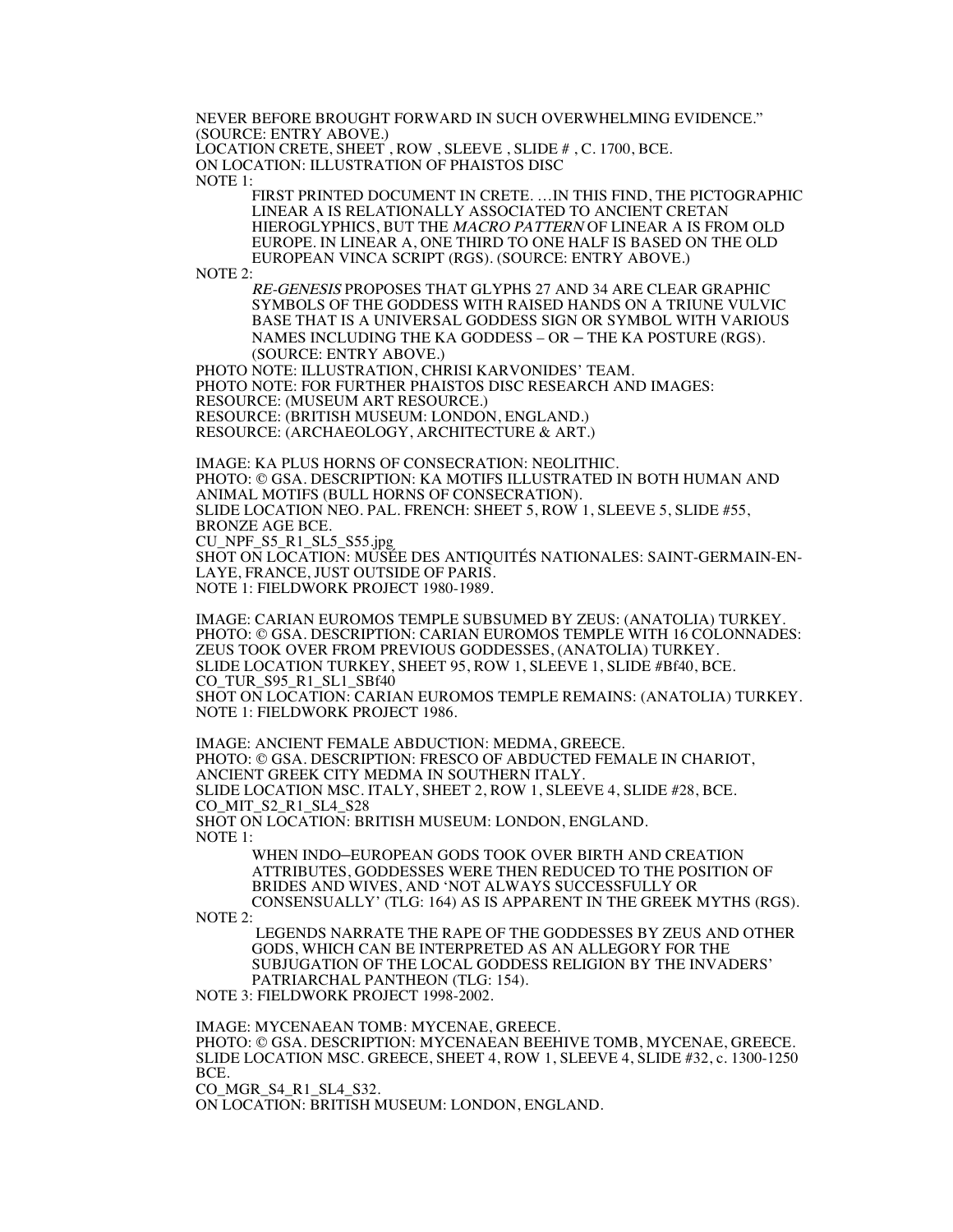NEVER BEFORE BROUGHT FORWARD IN SUCH OVERWHELMING EVIDENCE."
(SOURCE: ENTRY ABOVE.)
LOCATION CRETE, SHEET , ROW , SLEEVE , SLIDE # , C. 1700, BCE.
ON LOCATION: ILLUSTRATION OF PHAISTOS DISC
NOTE 1:

> FIRST PRINTED DOCUMENT IN CRETE. …IN THIS FIND, THE PICTOGRAPHIC LINEAR A IS RELATIONALLY ASSOCIATED TO ANCIENT CRETAN HIEROGLYPHICS, BUT THE *MACRO PATTERN* OF LINEAR A IS FROM OLD EUROPE. IN LINEAR A, ONE THIRD TO ONE HALF IS BASED ON THE OLD EUROPEAN VINCA SCRIPT (RGS). (SOURCE: ENTRY ABOVE.)

NOTE 2:

> *RE-GENESIS* PROPOSES THAT GLYPHS 27 AND 34 ARE CLEAR GRAPHIC SYMBOLS OF THE GODDESS WITH RAISED HANDS ON A TRIUNE VULVIC BASE THAT IS A UNIVERSAL GODDESS SIGN OR SYMBOL WITH VARIOUS NAMES INCLUDING THE KA GODDESS – OR – THE KA POSTURE (RGS). (SOURCE: ENTRY ABOVE.)

PHOTO NOTE: ILLUSTRATION, CHRISI KARVONIDES' TEAM.
PHOTO NOTE: FOR FURTHER PHAISTOS DISC RESEARCH AND IMAGES:
RESOURCE: (MUSEUM ART RESOURCE.)
RESOURCE: (BRITISH MUSEUM: LONDON, ENGLAND.)
RESOURCE: (ARCHAEOLOGY, ARCHITECTURE & ART.)

IMAGE: KA PLUS HORNS OF CONSECRATION: NEOLITHIC.
PHOTO: © GSA. DESCRIPTION: KA MOTIFS ILLUSTRATED IN BOTH HUMAN AND ANIMAL MOTIFS (BULL HORNS OF CONSECRATION).
SLIDE LOCATION NEO. PAL. FRENCH: SHEET 5, ROW 1, SLEEVE 5, SLIDE #55, BRONZE AGE BCE.
CU_NPF_S5_R1_SL5_S55.jpg
SHOT ON LOCATION: MUSÉE DES ANTIQUITÉS NATIONALES: SAINT-GERMAIN-EN-LAYE, FRANCE, JUST OUTSIDE OF PARIS.
NOTE 1: FIELDWORK PROJECT 1980-1989.

IMAGE: CARIAN EUROMOS TEMPLE SUBSUMED BY ZEUS: (ANATOLIA) TURKEY.
PHOTO: © GSA. DESCRIPTION: CARIAN EUROMOS TEMPLE WITH 16 COLONNADES: ZEUS TOOK OVER FROM PREVIOUS GODDESSES, (ANATOLIA) TURKEY.
SLIDE LOCATION TURKEY, SHEET 95, ROW 1, SLEEVE 1, SLIDE #Bf40, BCE.
CO_TUR_S95_R1_SL1_SBf40
SHOT ON LOCATION: CARIAN EUROMOS TEMPLE REMAINS: (ANATOLIA) TURKEY.
NOTE 1: FIELDWORK PROJECT 1986.

IMAGE: ANCIENT FEMALE ABDUCTION: MEDMA, GREECE.
PHOTO: © GSA. DESCRIPTION: FRESCO OF ABDUCTED FEMALE IN CHARIOT, ANCIENT GREEK CITY MEDMA IN SOUTHERN ITALY.
SLIDE LOCATION MSC. ITALY, SHEET 2, ROW 1, SLEEVE 4, SLIDE #28, BCE.
CO_MIT_S2_R1_SL4_S28
SHOT ON LOCATION: BRITISH MUSEUM: LONDON, ENGLAND.
NOTE 1:

> WHEN INDO–EUROPEAN GODS TOOK OVER BIRTH AND CREATION ATTRIBUTES, GODDESSES WERE THEN REDUCED TO THE POSITION OF BRIDES AND WIVES, AND 'NOT ALWAYS SUCCESSFULLY OR CONSENSUALLY' (TLG: 164) AS IS APPARENT IN THE GREEK MYTHS (RGS).

NOTE 2:

> LEGENDS NARRATE THE RAPE OF THE GODDESSES BY ZEUS AND OTHER GODS, WHICH CAN BE INTERPRETED AS AN ALLEGORY FOR THE SUBJUGATION OF THE LOCAL GODDESS RELIGION BY THE INVADERS' PATRIARCHAL PANTHEON (TLG: 154).

NOTE 3: FIELDWORK PROJECT 1998-2002.

IMAGE: MYCENAEAN TOMB: MYCENAE, GREECE.
PHOTO: © GSA. DESCRIPTION: MYCENAEAN BEEHIVE TOMB, MYCENAE, GREECE.
SLIDE LOCATION MSC. GREECE, SHEET 4, ROW 1, SLEEVE 4, SLIDE #32, c. 1300-1250 BCE.
CO_MGR_S4_R1_SL4_S32.
ON LOCATION: BRITISH MUSEUM: LONDON, ENGLAND.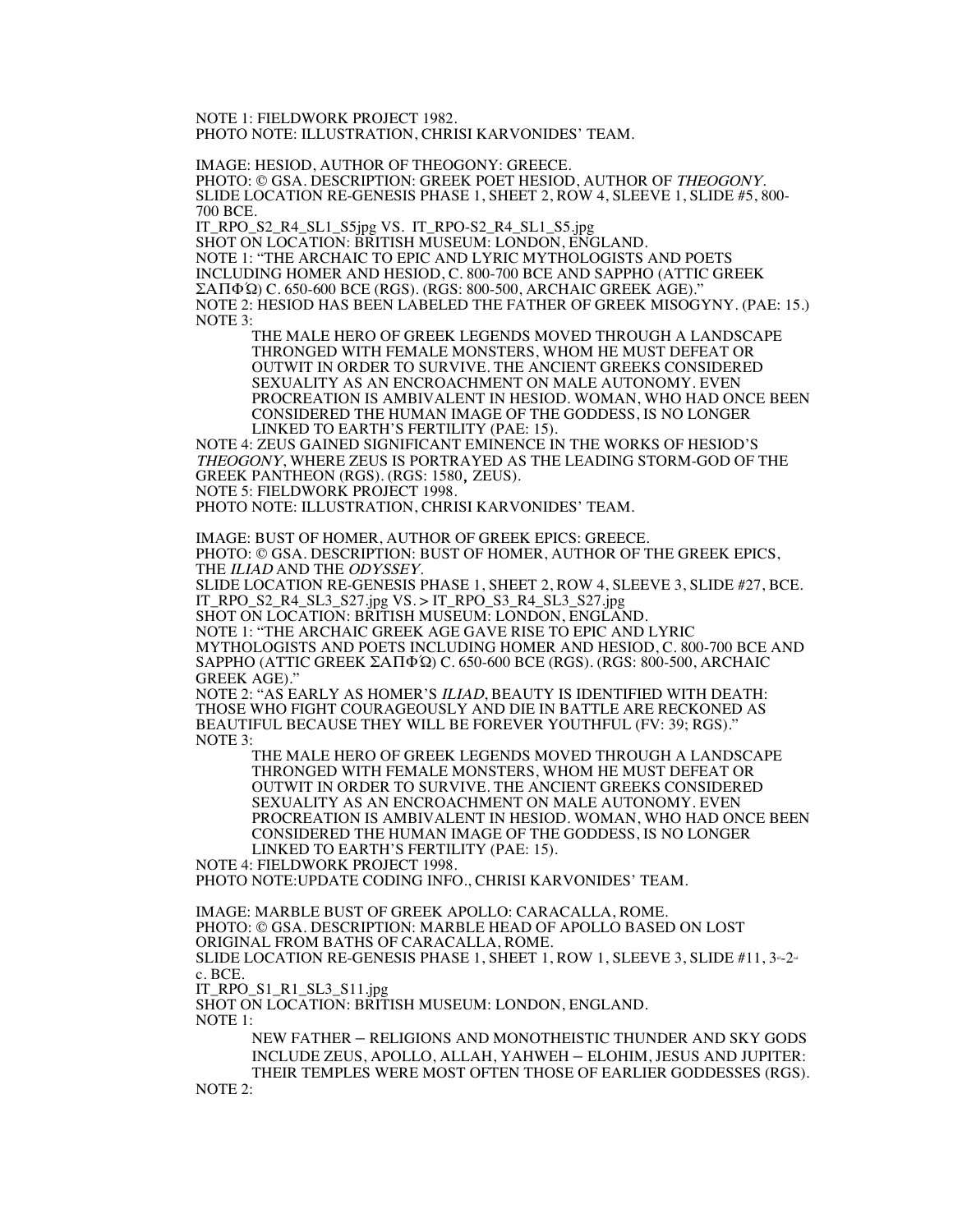NOTE 1: FIELDWORK PROJECT 1982.
PHOTO NOTE: ILLUSTRATION, CHRISI KARVONIDES' TEAM.

IMAGE: HESIOD, AUTHOR OF THEOGONY: GREECE.
PHOTO: © GSA. DESCRIPTION: GREEK POET HESIOD, AUTHOR OF *THEOGONY*.
SLIDE LOCATION RE-GENESIS PHASE 1, SHEET 2, ROW 4, SLEEVE 1, SLIDE #5, 800-700 BCE.
IT_RPO_S2_R4_SL1_S5jpg VS. IT_RPO-S2_R4_SL1_S5.jpg
SHOT ON LOCATION: BRITISH MUSEUM: LONDON, ENGLAND.
NOTE 1: "THE ARCHAIC TO EPIC AND LYRIC MYTHOLOGISTS AND POETS INCLUDING HOMER AND HESIOD, C. 800-700 BCE AND SAPPHO (ATTIC GREEK ΣΑΠΦΏ) C. 650-600 BCE (RGS). (RGS: 800-500, ARCHAIC GREEK AGE)."
NOTE 2: HESIOD HAS BEEN LABELED THE FATHER OF GREEK MISOGYNY. (PAE: 15.)
NOTE 3:

> THE MALE HERO OF GREEK LEGENDS MOVED THROUGH A LANDSCAPE THRONGED WITH FEMALE MONSTERS, WHOM HE MUST DEFEAT OR OUTWIT IN ORDER TO SURVIVE. THE ANCIENT GREEKS CONSIDERED SEXUALITY AS AN ENCROACHMENT ON MALE AUTONOMY. EVEN PROCREATION IS AMBIVALENT IN HESIOD. WOMAN, WHO HAD ONCE BEEN CONSIDERED THE HUMAN IMAGE OF THE GODDESS, IS NO LONGER LINKED TO EARTH'S FERTILITY (PAE: 15).

NOTE 4: ZEUS GAINED SIGNIFICANT EMINENCE IN THE WORKS OF HESIOD'S *THEOGONY*, WHERE ZEUS IS PORTRAYED AS THE LEADING STORM-GOD OF THE GREEK PANTHEON (RGS). (RGS: 1580, ZEUS).
NOTE 5: FIELDWORK PROJECT 1998.
PHOTO NOTE: ILLUSTRATION, CHRISI KARVONIDES' TEAM.

IMAGE: BUST OF HOMER, AUTHOR OF GREEK EPICS: GREECE.
PHOTO: © GSA. DESCRIPTION: BUST OF HOMER, AUTHOR OF THE GREEK EPICS, THE *ILIAD* AND THE *ODYSSEY*.
SLIDE LOCATION RE-GENESIS PHASE 1, SHEET 2, ROW 4, SLEEVE 3, SLIDE #27, BCE.
IT_RPO_S2_R4_SL3_S27.jpg VS. > IT_RPO_S3_R4_SL3_S27.jpg
SHOT ON LOCATION: BRITISH MUSEUM: LONDON, ENGLAND.
NOTE 1: "THE ARCHAIC GREEK AGE GAVE RISE TO EPIC AND LYRIC MYTHOLOGISTS AND POETS INCLUDING HOMER AND HESIOD, C. 800-700 BCE AND SAPPHO (ATTIC GREEK ΣΑΠΦΏ) C. 650-600 BCE (RGS). (RGS: 800-500, ARCHAIC GREEK AGE)."
NOTE 2: "AS EARLY AS HOMER'S *ILIAD*, BEAUTY IS IDENTIFIED WITH DEATH: THOSE WHO FIGHT COURAGEOUSLY AND DIE IN BATTLE ARE RECKONED AS BEAUTIFUL BECAUSE THEY WILL BE FOREVER YOUTHFUL (FV: 39; RGS)."
NOTE 3:

> THE MALE HERO OF GREEK LEGENDS MOVED THROUGH A LANDSCAPE THRONGED WITH FEMALE MONSTERS, WHOM HE MUST DEFEAT OR OUTWIT IN ORDER TO SURVIVE. THE ANCIENT GREEKS CONSIDERED SEXUALITY AS AN ENCROACHMENT ON MALE AUTONOMY. EVEN PROCREATION IS AMBIVALENT IN HESIOD. WOMAN, WHO HAD ONCE BEEN CONSIDERED THE HUMAN IMAGE OF THE GODDESS, IS NO LONGER LINKED TO EARTH'S FERTILITY (PAE: 15).

NOTE 4: FIELDWORK PROJECT 1998.
PHOTO NOTE:UPDATE CODING INFO., CHRISI KARVONIDES' TEAM.

IMAGE: MARBLE BUST OF GREEK APOLLO: CARACALLA, ROME.
PHOTO: © GSA. DESCRIPTION: MARBLE HEAD OF APOLLO BASED ON LOST ORIGINAL FROM BATHS OF CARACALLA, ROME.
SLIDE LOCATION RE-GENESIS PHASE 1, SHEET 1, ROW 1, SLEEVE 3, SLIDE #11, 3rd-2nd c. BCE.
IT_RPO_S1_R1_SL3_S11.jpg
SHOT ON LOCATION: BRITISH MUSEUM: LONDON, ENGLAND.
NOTE 1:

> NEW FATHER – RELIGIONS AND MONOTHEISTIC THUNDER AND SKY GODS INCLUDE ZEUS, APOLLO, ALLAH, YAHWEH – ELOHIM, JESUS AND JUPITER: THEIR TEMPLES WERE MOST OFTEN THOSE OF EARLIER GODDESSES (RGS).

NOTE 2: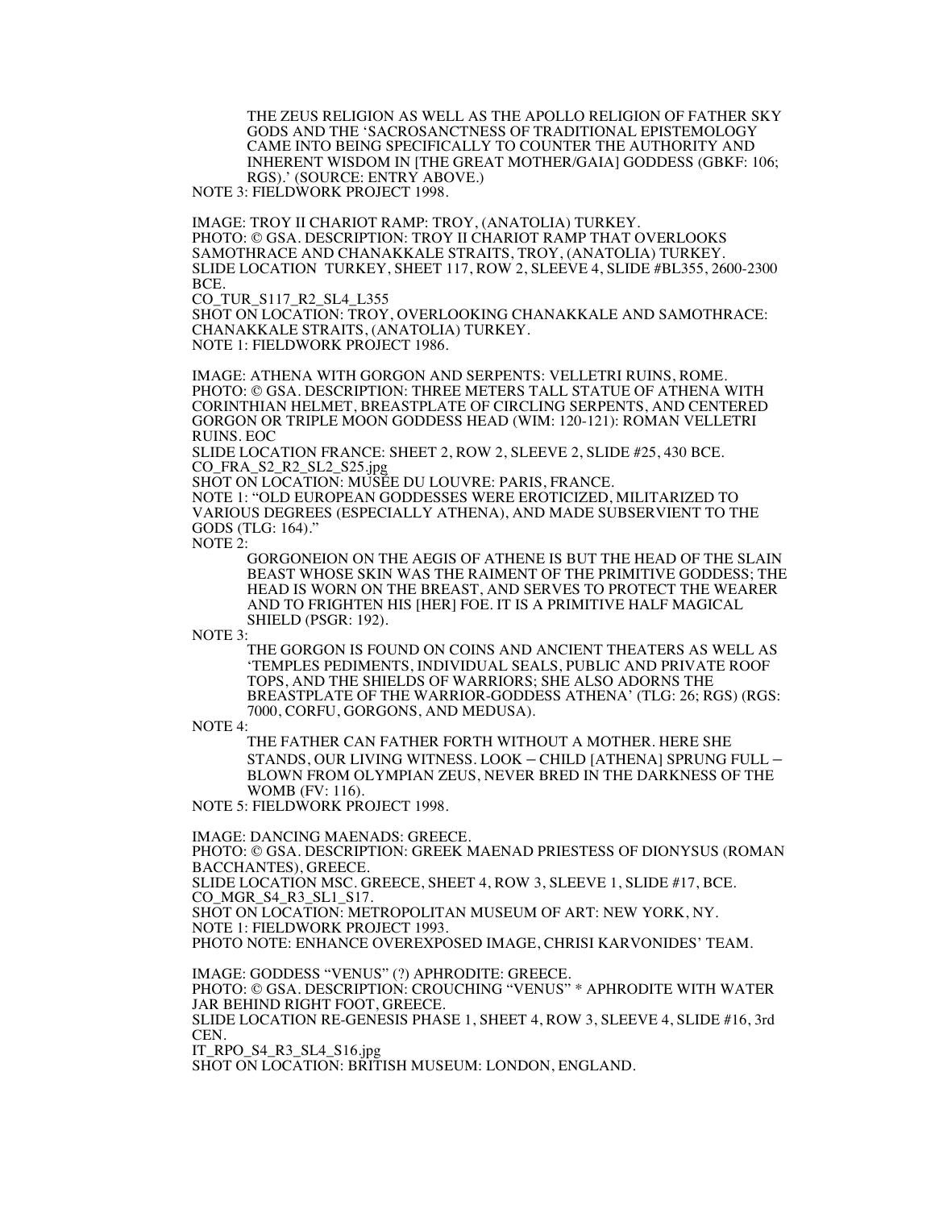THE ZEUS RELIGION AS WELL AS THE APOLLO RELIGION OF FATHER SKY GODS AND THE 'SACROSANCTNESS OF TRADITIONAL EPISTEMOLOGY CAME INTO BEING SPECIFICALLY TO COUNTER THE AUTHORITY AND INHERENT WISDOM IN [THE GREAT MOTHER/GAIA] GODDESS (GBKF: 106; RGS).' (SOURCE: ENTRY ABOVE.)

NOTE 3: FIELDWORK PROJECT 1998.

IMAGE: TROY II CHARIOT RAMP: TROY, (ANATOLIA) TURKEY.
PHOTO: © GSA. DESCRIPTION: TROY II CHARIOT RAMP THAT OVERLOOKS SAMOTHRACE AND CHANAKKALE STRAITS, TROY, (ANATOLIA) TURKEY.
SLIDE LOCATION TURKEY, SHEET 117, ROW 2, SLEEVE 4, SLIDE #BL355, 2600-2300 BCE.
CO_TUR_S117_R2_SL4_L355
SHOT ON LOCATION: TROY, OVERLOOKING CHANAKKALE AND SAMOTHRACE: CHANAKKALE STRAITS, (ANATOLIA) TURKEY.
NOTE 1: FIELDWORK PROJECT 1986.

IMAGE: ATHENA WITH GORGON AND SERPENTS: VELLETRI RUINS, ROME.
PHOTO: © GSA. DESCRIPTION: THREE METERS TALL STATUE OF ATHENA WITH CORINTHIAN HELMET, BREASTPLATE OF CIRCLING SERPENTS, AND CENTERED GORGON OR TRIPLE MOON GODDESS HEAD (WIM: 120-121): ROMAN VELLETRI RUINS. EOC
SLIDE LOCATION FRANCE: SHEET 2, ROW 2, SLEEVE 2, SLIDE #25, 430 BCE.
CO_FRA_S2_R2_SL2_S25.jpg
SHOT ON LOCATION: MUSÉE DU LOUVRE: PARIS, FRANCE.
NOTE 1: "OLD EUROPEAN GODDESSES WERE EROTICIZED, MILITARIZED TO VARIOUS DEGREES (ESPECIALLY ATHENA), AND MADE SUBSERVIENT TO THE GODS (TLG: 164)."
NOTE 2:

GORGONEION ON THE AEGIS OF ATHENE IS BUT THE HEAD OF THE SLAIN BEAST WHOSE SKIN WAS THE RAIMENT OF THE PRIMITIVE GODDESS; THE HEAD IS WORN ON THE BREAST, AND SERVES TO PROTECT THE WEARER AND TO FRIGHTEN HIS [HER] FOE. IT IS A PRIMITIVE HALF MAGICAL SHIELD (PSGR: 192).

NOTE 3:

THE GORGON IS FOUND ON COINS AND ANCIENT THEATERS AS WELL AS 'TEMPLES PEDIMENTS, INDIVIDUAL SEALS, PUBLIC AND PRIVATE ROOF TOPS, AND THE SHIELDS OF WARRIORS; SHE ALSO ADORNS THE BREASTPLATE OF THE WARRIOR-GODDESS ATHENA' (TLG: 26; RGS) (RGS: 7000, CORFU, GORGONS, AND MEDUSA).

NOTE 4:

THE FATHER CAN FATHER FORTH WITHOUT A MOTHER. HERE SHE STANDS, OUR LIVING WITNESS. LOOK – CHILD [ATHENA] SPRUNG FULL – BLOWN FROM OLYMPIAN ZEUS, NEVER BRED IN THE DARKNESS OF THE WOMB (FV: 116).

NOTE 5: FIELDWORK PROJECT 1998.

IMAGE: DANCING MAENADS: GREECE.
PHOTO: © GSA. DESCRIPTION: GREEK MAENAD PRIESTESS OF DIONYSUS (ROMAN BACCHANTES), GREECE.
SLIDE LOCATION MSC. GREECE, SHEET 4, ROW 3, SLEEVE 1, SLIDE #17, BCE.
CO_MGR_S4_R3_SL1_S17.
SHOT ON LOCATION: METROPOLITAN MUSEUM OF ART: NEW YORK, NY.
NOTE 1: FIELDWORK PROJECT 1993.
PHOTO NOTE: ENHANCE OVEREXPOSED IMAGE, CHRISI KARVONIDES' TEAM.

IMAGE: GODDESS "VENUS" (?) APHRODITE: GREECE.
PHOTO: © GSA. DESCRIPTION: CROUCHING "VENUS" * APHRODITE WITH WATER JAR BEHIND RIGHT FOOT, GREECE.
SLIDE LOCATION RE-GENESIS PHASE 1, SHEET 4, ROW 3, SLEEVE 4, SLIDE #16, 3rd CEN.
IT_RPO_S4_R3_SL4_S16.jpg
SHOT ON LOCATION: BRITISH MUSEUM: LONDON, ENGLAND.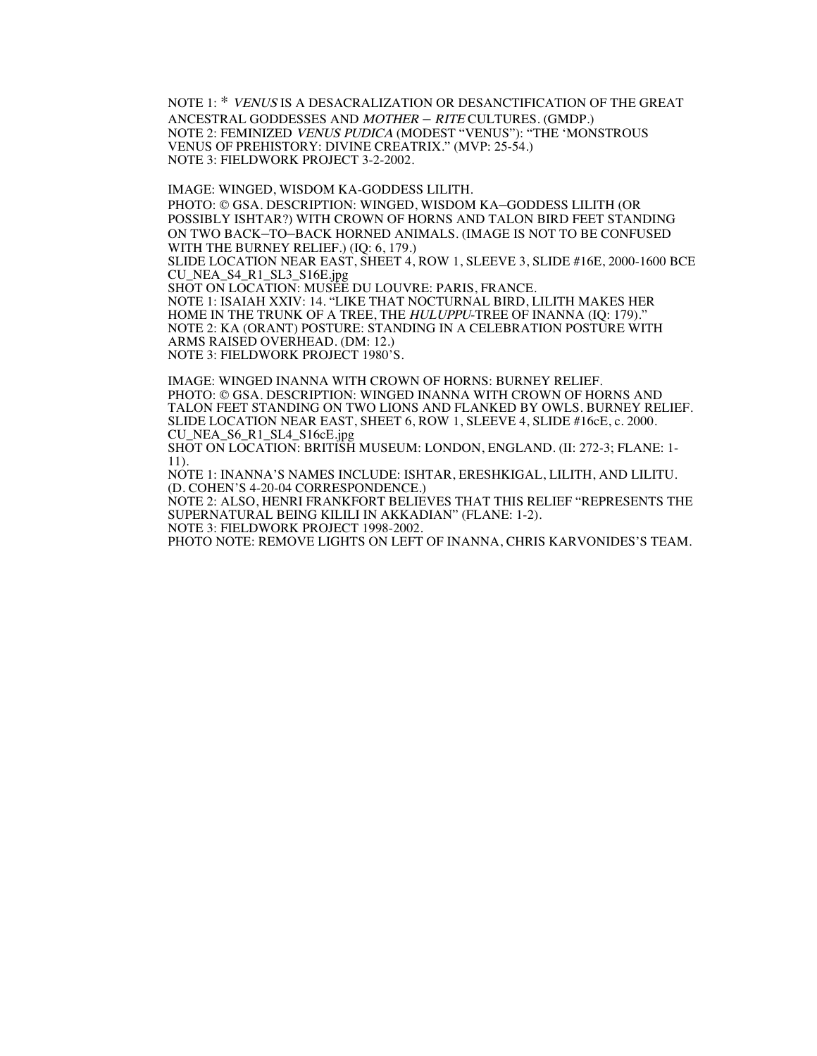NOTE 1: * *VENUS* IS A DESACRALIZATION OR DESANCTIFICATION OF THE GREAT ANCESTRAL GODDESSES AND *MOTHER – RITE* CULTURES. (GMDP.)
NOTE 2: FEMINIZED *VENUS PUDICA* (MODEST "VENUS"): "THE 'MONSTROUS VENUS OF PREHISTORY: DIVINE CREATRIX." (MVP: 25-54.)
NOTE 3: FIELDWORK PROJECT 3-2-2002.

IMAGE: WINGED, WISDOM KA-GODDESS LILITH.
PHOTO: © GSA. DESCRIPTION: WINGED, WISDOM KA–GODDESS LILITH (OR POSSIBLY ISHTAR?) WITH CROWN OF HORNS AND TALON BIRD FEET STANDING ON TWO BACK–TO–BACK HORNED ANIMALS. (IMAGE IS NOT TO BE CONFUSED WITH THE BURNEY RELIEF.) (IQ: 6, 179.)
SLIDE LOCATION NEAR EAST, SHEET 4, ROW 1, SLEEVE 3, SLIDE #16E, 2000-1600 BCE
CU_NEA_S4_R1_SL3_S16E.jpg
SHOT ON LOCATION: MUSÉE DU LOUVRE: PARIS, FRANCE.
NOTE 1: ISAIAH XXIV: 14. "LIKE THAT NOCTURNAL BIRD, LILITH MAKES HER HOME IN THE TRUNK OF A TREE, THE *HULUPPU*-TREE OF INANNA (IQ: 179)."
NOTE 2: KA (ORANT) POSTURE: STANDING IN A CELEBRATION POSTURE WITH ARMS RAISED OVERHEAD. (DM: 12.)
NOTE 3: FIELDWORK PROJECT 1980'S.

IMAGE: WINGED INANNA WITH CROWN OF HORNS: BURNEY RELIEF.
PHOTO: © GSA. DESCRIPTION: WINGED INANNA WITH CROWN OF HORNS AND TALON FEET STANDING ON TWO LIONS AND FLANKED BY OWLS. BURNEY RELIEF.
SLIDE LOCATION NEAR EAST, SHEET 6, ROW 1, SLEEVE 4, SLIDE #16cE, c. 2000.
CU_NEA_S6_R1_SL4_S16cE.jpg
SHOT ON LOCATION: BRITISH MUSEUM: LONDON, ENGLAND. (II: 272-3; FLANE: 1-11).
NOTE 1: INANNA'S NAMES INCLUDE: ISHTAR, ERESHKIGAL, LILITH, AND LILITU. (D. COHEN'S 4-20-04 CORRESPONDENCE.)
NOTE 2: ALSO, HENRI FRANKFORT BELIEVES THAT THIS RELIEF "REPRESENTS THE SUPERNATURAL BEING KILILI IN AKKADIAN" (FLANE: 1-2).
NOTE 3: FIELDWORK PROJECT 1998-2002.
PHOTO NOTE: REMOVE LIGHTS ON LEFT OF INANNA, CHRIS KARVONIDES'S TEAM.